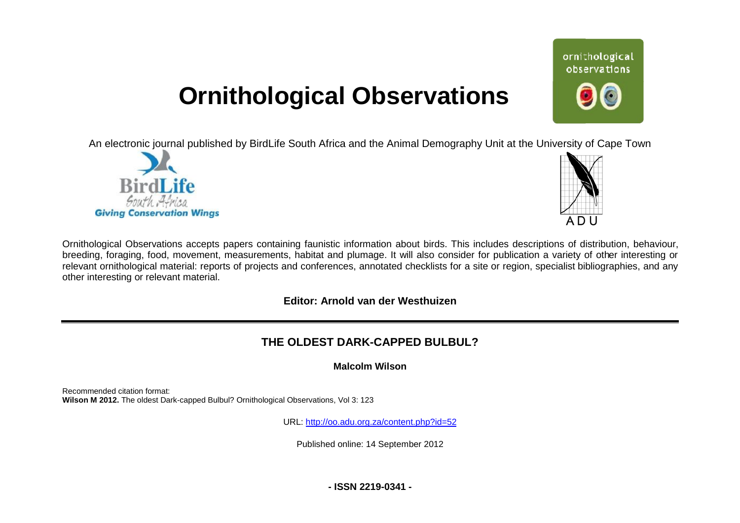# Ornithological Observations

An electronic journal published by BirdLife South Africa and the Animal Demography Unit at the University of Cape Town

Ornithological Observations accepts papers containing faunistic information about birds. This includes descriptions of distribution, behaviour, breeding, foraging, food, movement, measurements, habitat and plumage. It will also consider for publication a variety of other interesting or relevant ornithological material: reports of projects and conferences, annotated checklists for a site or region, specialist bibliographies, and any other interesting or relevant material.

**Editor: Arnold van der Westhuizen**

## THE OLDEST DARK-CAPPED BULBUL?

**Malcolm Wilson**

Recommended citation format:
**Wilson M 2012.** The oldest Dark-capped Bulbul? Ornithological Observations, Vol 3: 123

URL: http://oo.adu.org.za/content.php?id=52

Published online: 14 September 2012

**- ISSN 2219-0341 -**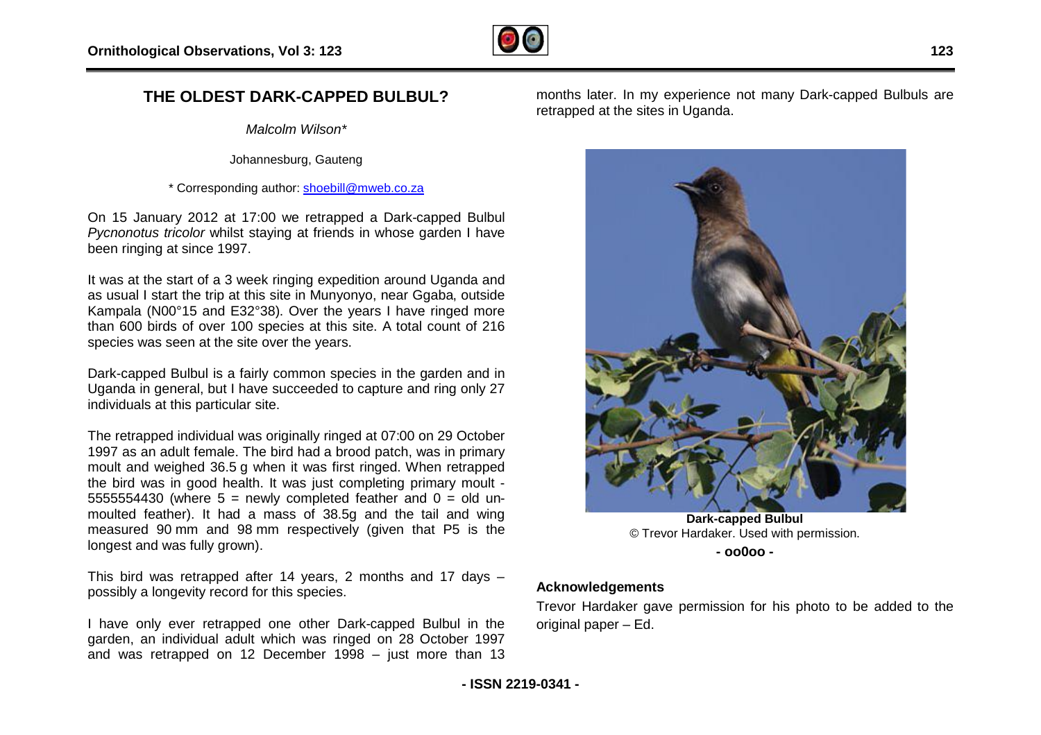## THE OLDEST DARK-CAPPED BULBUL?

*Malcolm Wilson**

Johannesburg, Gauteng

\* Corresponding author: shoebill@mweb.co.za

On 15 January 2012 at 17:00 we retrapped a Dark-capped Bulbul *Pycnonotus tricolor* whilst staying at friends in whose garden I have been ringing at since 1997.

It was at the start of a 3 week ringing expedition around Uganda and as usual I start the trip at this site in Munyonyo, near Ggaba, outside Kampala (N00°15 and E32°38). Over the years I have ringed more than 600 birds of over 100 species at this site. A total count of 216 species was seen at the site over the years.

Dark-capped Bulbul is a fairly common species in the garden and in Uganda in general, but I have succeeded to capture and ring only 27 individuals at this particular site.

The retrapped individual was originally ringed at 07:00 on 29 October 1997 as an adult female. The bird had a brood patch, was in primary moult and weighed 36.5 g when it was first ringed. When retrapped the bird was in good health. It was just completing primary moult - 5555554430 (where 5 = newly completed feather and 0 = old un-moulted feather). It had a mass of 38.5g and the tail and wing measured 90 mm and 98 mm respectively (given that P5 is the longest and was fully grown).

This bird was retrapped after 14 years, 2 months and 17 days – possibly a longevity record for this species.

I have only ever retrapped one other Dark-capped Bulbul in the garden, an individual adult which was ringed on 28 October 1997 and was retrapped on 12 December 1998 – just more than 13 months later. In my experience not many Dark-capped Bulbuls are retrapped at the sites in Uganda.

**Dark-capped Bulbul**
© Trevor Hardaker. Used with permission.

**- oo0oo -**

### Acknowledgements

Trevor Hardaker gave permission for his photo to be added to the original paper – Ed.